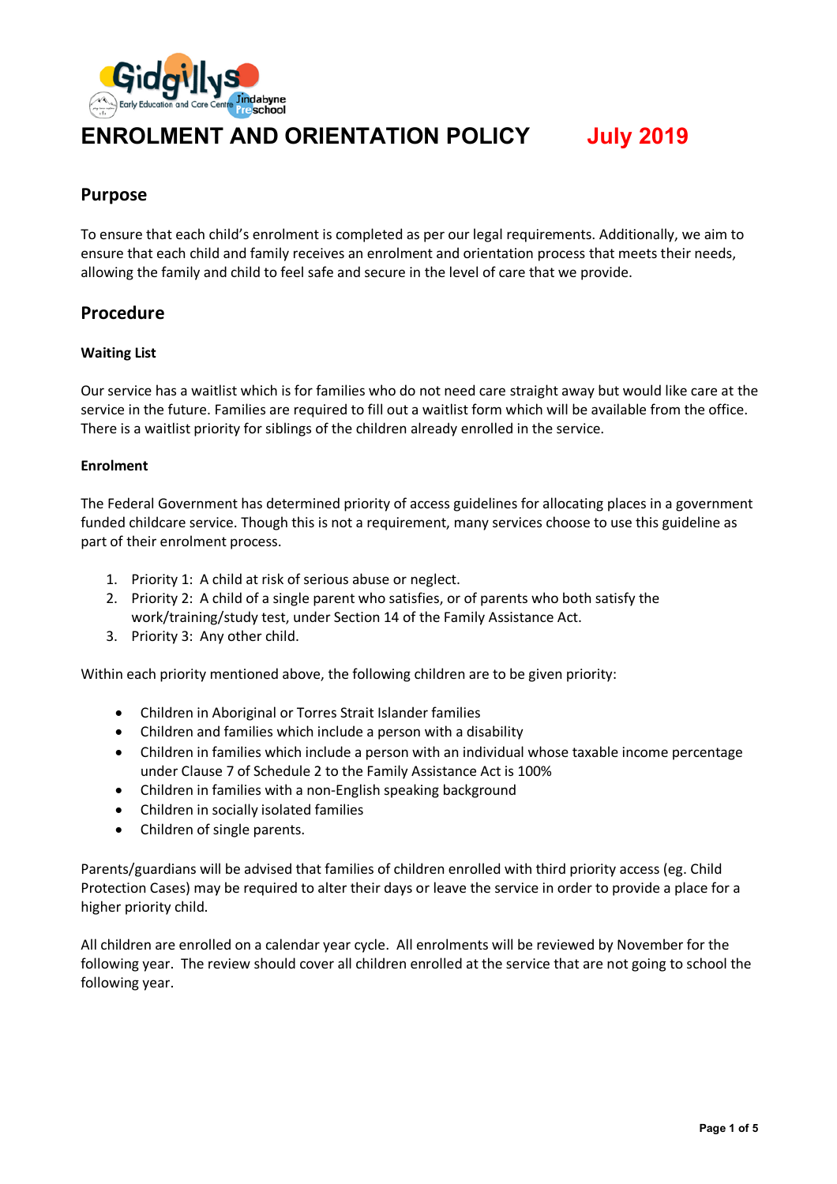# ENROLMENT AND ORIENTATION POLICY July 2019

## Purpose

To ensure that each child's enrolment is completed as per our legal requirements. Additionally, we aim to ensure that each child and family receives an enrolment and orientation process that meets their needs, allowing the family and child to feel safe and secure in the level of care that we provide.

## Procedure

### Waiting List

Our service has a waitlist which is for families who do not need care straight away but would like care at the service in the future. Families are required to fill out a waitlist form which will be available from the office. There is a waitlist priority for siblings of the children already enrolled in the service.

### Enrolment

The Federal Government has determined priority of access guidelines for allocating places in a government funded childcare service. Though this is not a requirement, many services choose to use this guideline as part of their enrolment process.

1. Priority 1: A child at risk of serious abuse or neglect.
2. Priority 2: A child of a single parent who satisfies, or of parents who both satisfy the work/training/study test, under Section 14 of the Family Assistance Act.
3. Priority 3: Any other child.

Within each priority mentioned above, the following children are to be given priority:

- Children in Aboriginal or Torres Strait Islander families
- Children and families which include a person with a disability
- Children in families which include a person with an individual whose taxable income percentage under Clause 7 of Schedule 2 to the Family Assistance Act is 100%
- Children in families with a non-English speaking background
- Children in socially isolated families
- Children of single parents.

Parents/guardians will be advised that families of children enrolled with third priority access (eg. Child Protection Cases) may be required to alter their days or leave the service in order to provide a place for a higher priority child.

All children are enrolled on a calendar year cycle. All enrolments will be reviewed by November for the following year. The review should cover all children enrolled at the service that are not going to school the following year.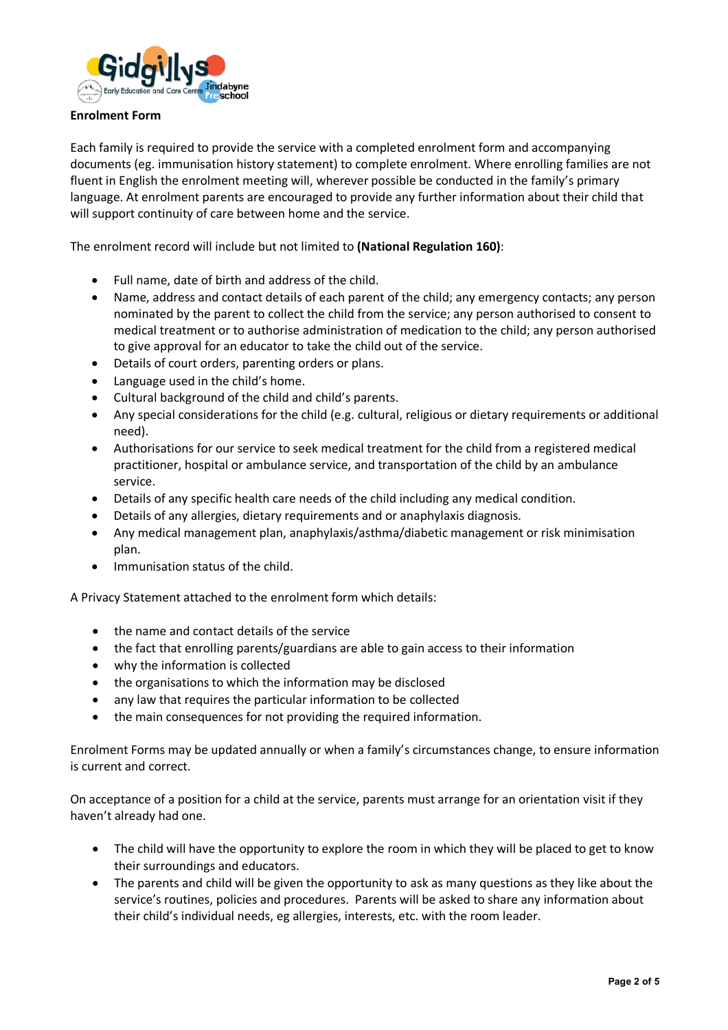**Enrolment Form**

Each family is required to provide the service with a completed enrolment form and accompanying documents (eg. immunisation history statement) to complete enrolment. Where enrolling families are not fluent in English the enrolment meeting will, wherever possible be conducted in the family's primary language. At enrolment parents are encouraged to provide any further information about their child that will support continuity of care between home and the service.

The enrolment record will include but not limited to **(National Regulation 160)**:

- Full name, date of birth and address of the child.
- Name, address and contact details of each parent of the child; any emergency contacts; any person nominated by the parent to collect the child from the service; any person authorised to consent to medical treatment or to authorise administration of medication to the child; any person authorised to give approval for an educator to take the child out of the service.
- Details of court orders, parenting orders or plans.
- Language used in the child's home.
- Cultural background of the child and child's parents.
- Any special considerations for the child (e.g. cultural, religious or dietary requirements or additional need).
- Authorisations for our service to seek medical treatment for the child from a registered medical practitioner, hospital or ambulance service, and transportation of the child by an ambulance service.
- Details of any specific health care needs of the child including any medical condition.
- Details of any allergies, dietary requirements and or anaphylaxis diagnosis.
- Any medical management plan, anaphylaxis/asthma/diabetic management or risk minimisation plan.
- Immunisation status of the child.

A Privacy Statement attached to the enrolment form which details:

- the name and contact details of the service
- the fact that enrolling parents/guardians are able to gain access to their information
- why the information is collected
- the organisations to which the information may be disclosed
- any law that requires the particular information to be collected
- the main consequences for not providing the required information.

Enrolment Forms may be updated annually or when a family's circumstances change, to ensure information is current and correct.

On acceptance of a position for a child at the service, parents must arrange for an orientation visit if they haven't already had one.

- The child will have the opportunity to explore the room in which they will be placed to get to know their surroundings and educators.
- The parents and child will be given the opportunity to ask as many questions as they like about the service's routines, policies and procedures. Parents will be asked to share any information about their child's individual needs, eg allergies, interests, etc. with the room leader.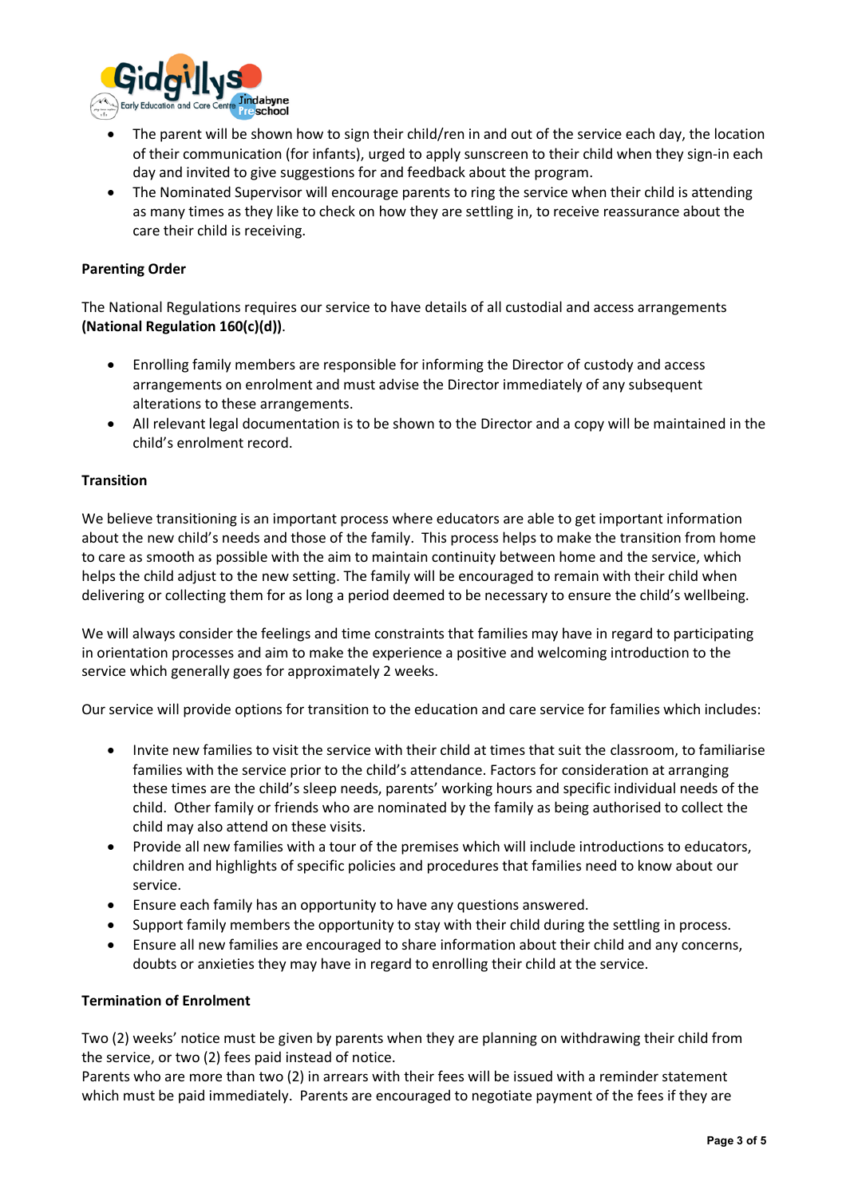- The parent will be shown how to sign their child/ren in and out of the service each day, the location of their communication (for infants), urged to apply sunscreen to their child when they sign-in each day and invited to give suggestions for and feedback about the program.
- The Nominated Supervisor will encourage parents to ring the service when their child is attending as many times as they like to check on how they are settling in, to receive reassurance about the care their child is receiving.

**Parenting Order**

The National Regulations requires our service to have details of all custodial and access arrangements **(National Regulation 160(c)(d))**.

- Enrolling family members are responsible for informing the Director of custody and access arrangements on enrolment and must advise the Director immediately of any subsequent alterations to these arrangements.
- All relevant legal documentation is to be shown to the Director and a copy will be maintained in the child's enrolment record.

**Transition**

We believe transitioning is an important process where educators are able to get important information about the new child's needs and those of the family. This process helps to make the transition from home to care as smooth as possible with the aim to maintain continuity between home and the service, which helps the child adjust to the new setting. The family will be encouraged to remain with their child when delivering or collecting them for as long a period deemed to be necessary to ensure the child's wellbeing.

We will always consider the feelings and time constraints that families may have in regard to participating in orientation processes and aim to make the experience a positive and welcoming introduction to the service which generally goes for approximately 2 weeks.

Our service will provide options for transition to the education and care service for families which includes:

- Invite new families to visit the service with their child at times that suit the classroom, to familiarise families with the service prior to the child's attendance. Factors for consideration at arranging these times are the child's sleep needs, parents' working hours and specific individual needs of the child. Other family or friends who are nominated by the family as being authorised to collect the child may also attend on these visits.
- Provide all new families with a tour of the premises which will include introductions to educators, children and highlights of specific policies and procedures that families need to know about our service.
- Ensure each family has an opportunity to have any questions answered.
- Support family members the opportunity to stay with their child during the settling in process.
- Ensure all new families are encouraged to share information about their child and any concerns, doubts or anxieties they may have in regard to enrolling their child at the service.

**Termination of Enrolment**

Two (2) weeks' notice must be given by parents when they are planning on withdrawing their child from the service, or two (2) fees paid instead of notice.
Parents who are more than two (2) in arrears with their fees will be issued with a reminder statement which must be paid immediately. Parents are encouraged to negotiate payment of the fees if they are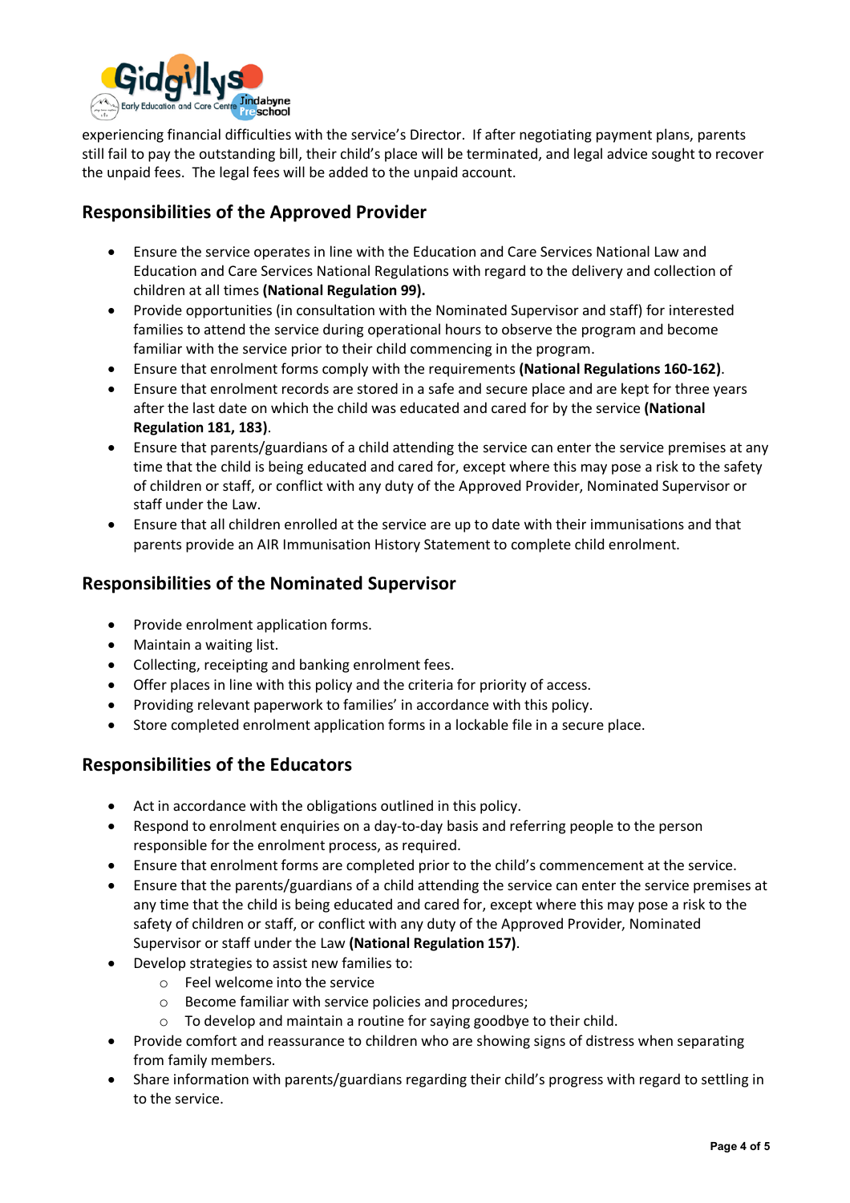experiencing financial difficulties with the service's Director. If after negotiating payment plans, parents still fail to pay the outstanding bill, their child's place will be terminated, and legal advice sought to recover the unpaid fees. The legal fees will be added to the unpaid account.

## Responsibilities of the Approved Provider

- Ensure the service operates in line with the Education and Care Services National Law and Education and Care Services National Regulations with regard to the delivery and collection of children at all times **(National Regulation 99).**
- Provide opportunities (in consultation with the Nominated Supervisor and staff) for interested families to attend the service during operational hours to observe the program and become familiar with the service prior to their child commencing in the program.
- Ensure that enrolment forms comply with the requirements **(National Regulations 160-162)**.
- Ensure that enrolment records are stored in a safe and secure place and are kept for three years after the last date on which the child was educated and cared for by the service **(National Regulation 181, 183)**.
- Ensure that parents/guardians of a child attending the service can enter the service premises at any time that the child is being educated and cared for, except where this may pose a risk to the safety of children or staff, or conflict with any duty of the Approved Provider, Nominated Supervisor or staff under the Law.
- Ensure that all children enrolled at the service are up to date with their immunisations and that parents provide an AIR Immunisation History Statement to complete child enrolment.

## Responsibilities of the Nominated Supervisor

- Provide enrolment application forms.
- Maintain a waiting list.
- Collecting, receipting and banking enrolment fees.
- Offer places in line with this policy and the criteria for priority of access.
- Providing relevant paperwork to families' in accordance with this policy.
- Store completed enrolment application forms in a lockable file in a secure place.

## Responsibilities of the Educators

- Act in accordance with the obligations outlined in this policy.
- Respond to enrolment enquiries on a day-to-day basis and referring people to the person responsible for the enrolment process, as required.
- Ensure that enrolment forms are completed prior to the child's commencement at the service.
- Ensure that the parents/guardians of a child attending the service can enter the service premises at any time that the child is being educated and cared for, except where this may pose a risk to the safety of children or staff, or conflict with any duty of the Approved Provider, Nominated Supervisor or staff under the Law **(National Regulation 157)**.
- Develop strategies to assist new families to:
  - Feel welcome into the service
  - Become familiar with service policies and procedures;
  - To develop and maintain a routine for saying goodbye to their child.
- Provide comfort and reassurance to children who are showing signs of distress when separating from family members.
- Share information with parents/guardians regarding their child's progress with regard to settling in to the service.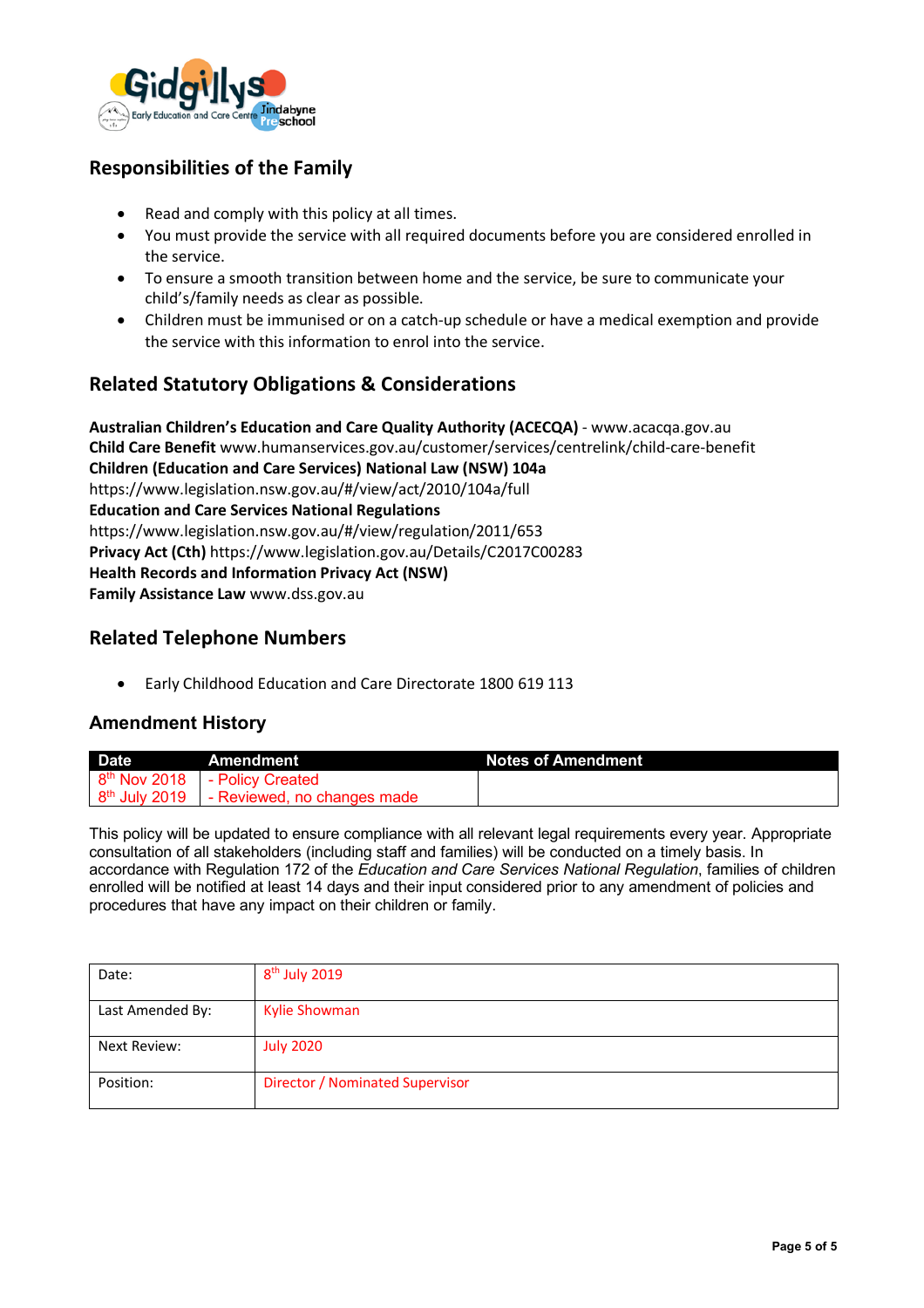## Responsibilities of the Family

- Read and comply with this policy at all times.
- You must provide the service with all required documents before you are considered enrolled in the service.
- To ensure a smooth transition between home and the service, be sure to communicate your child's/family needs as clear as possible.
- Children must be immunised or on a catch-up schedule or have a medical exemption and provide the service with this information to enrol into the service.

## Related Statutory Obligations & Considerations

**Australian Children's Education and Care Quality Authority (ACECQA)** - www.acacqa.gov.au
**Child Care Benefit** www.humanservices.gov.au/customer/services/centrelink/child-care-benefit
**Children (Education and Care Services) National Law (NSW) 104a**
https://www.legislation.nsw.gov.au/#/view/act/2010/104a/full
**Education and Care Services National Regulations**
https://www.legislation.nsw.gov.au/#/view/regulation/2011/653
**Privacy Act (Cth)** https://www.legislation.gov.au/Details/C2017C00283
**Health Records and Information Privacy Act (NSW)**
**Family Assistance Law** www.dss.gov.au

## Related Telephone Numbers

- Early Childhood Education and Care Directorate 1800 619 113

## Amendment History

| Date | Amendment | Notes of Amendment |
|---|---|---|
| 8th Nov 2018 | - Policy Created | |
| 8th July 2019 | - Reviewed, no changes made | |

This policy will be updated to ensure compliance with all relevant legal requirements every year. Appropriate consultation of all stakeholders (including staff and families) will be conducted on a timely basis. In accordance with Regulation 172 of the *Education and Care Services National Regulation*, families of children enrolled will be notified at least 14 days and their input considered prior to any amendment of policies and procedures that have any impact on their children or family.

| | |
|---|---|
| Date: | 8th July 2019 |
| Last Amended By: | Kylie Showman |
| Next Review: | July 2020 |
| Position: | Director / Nominated Supervisor |